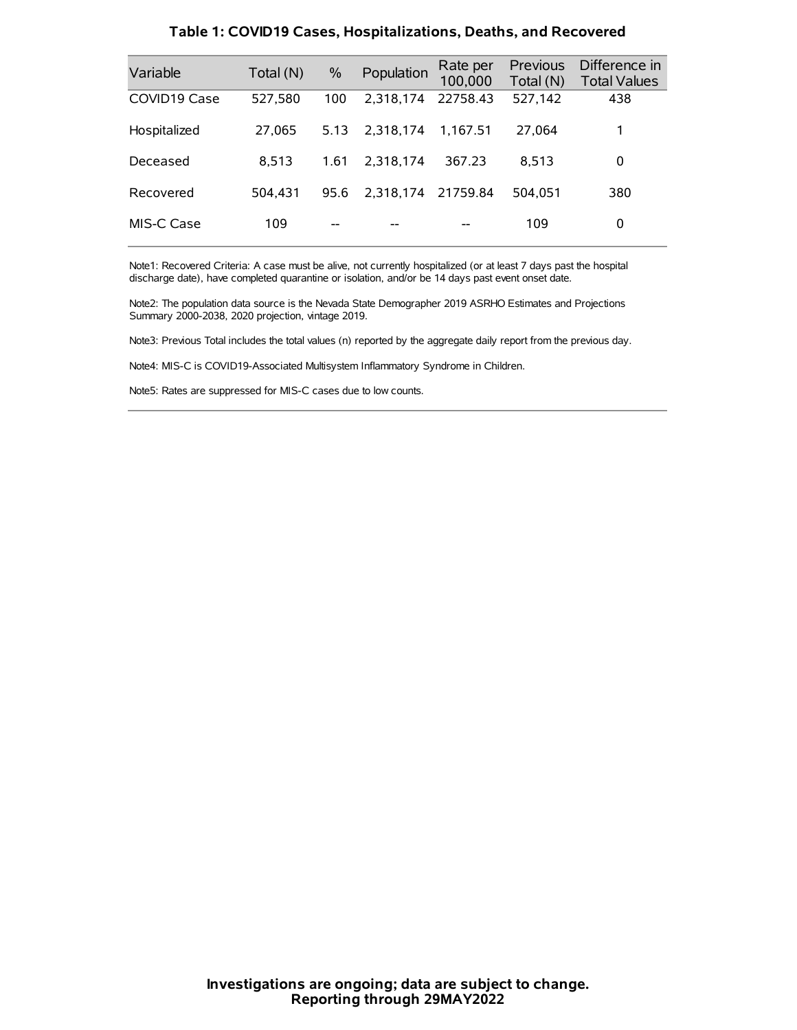### Table 1: COVID19 Cases, Hospitalizations, Deaths, and Recovered

| Variable | Total (N) | % | Population | Rate per 100,000 | Previous Total (N) | Difference in Total Values |
|---|---|---|---|---|---|---|
| COVID19 Case | 527,580 | 100 | 2,318,174 | 22758.43 | 527,142 | 438 |
| Hospitalized | 27,065 | 5.13 | 2,318,174 | 1,167.51 | 27,064 | 1 |
| Deceased | 8,513 | 1.61 | 2,318,174 | 367.23 | 8,513 | 0 |
| Recovered | 504,431 | 95.6 | 2,318,174 | 21759.84 | 504,051 | 380 |
| MIS-C Case | 109 | -- | -- | -- | 109 | 0 |

Note1: Recovered Criteria: A case must be alive, not currently hospitalized (or at least 7 days past the hospital discharge date), have completed quarantine or isolation, and/or be 14 days past event onset date.

Note2: The population data source is the Nevada State Demographer 2019 ASRHO Estimates and Projections Summary 2000-2038, 2020 projection, vintage 2019.

Note3: Previous Total includes the total values (n) reported by the aggregate daily report from the previous day.

Note4: MIS-C is COVID19-Associated Multisystem Inflammatory Syndrome in Children.

Note5: Rates are suppressed for MIS-C cases due to low counts.

**Investigations are ongoing; data are subject to change.**
**Reporting through 29MAY2022**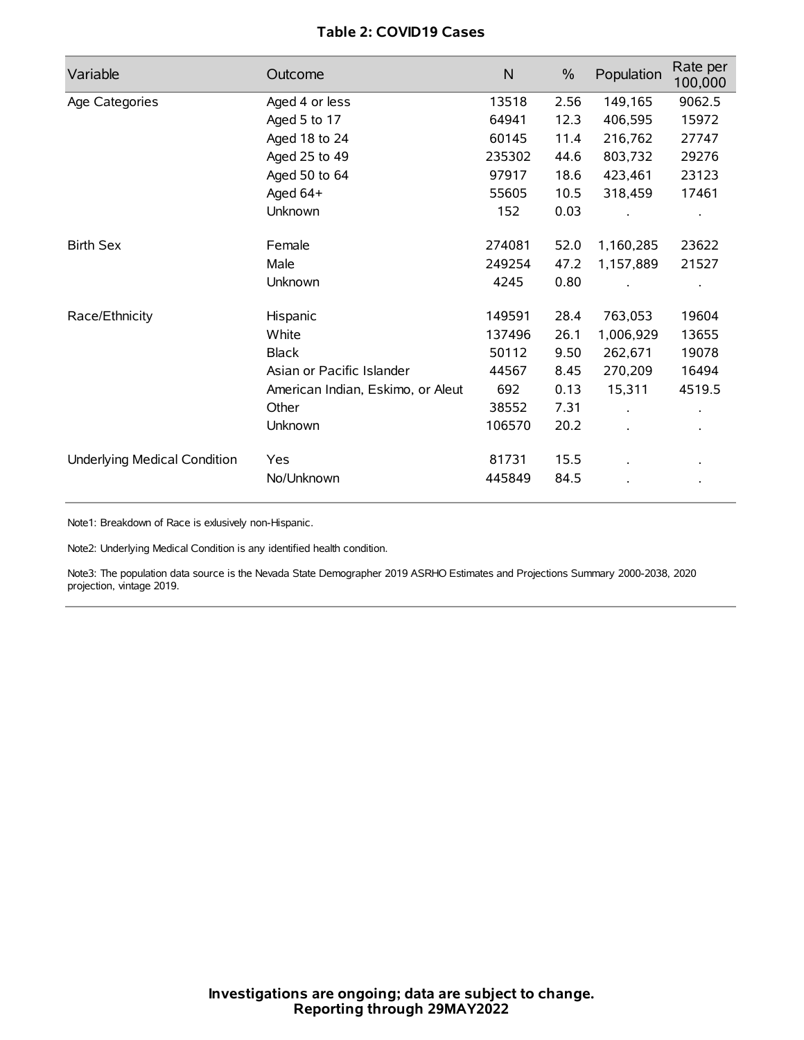**Table 2: COVID19 Cases**

| Variable | Outcome | N | % | Population | Rate per 100,000 |
|---|---|---|---|---|---|
| Age Categories | Aged 4 or less | 13518 | 2.56 | 149,165 | 9062.5 |
| | Aged 5 to 17 | 64941 | 12.3 | 406,595 | 15972 |
| | Aged 18 to 24 | 60145 | 11.4 | 216,762 | 27747 |
| | Aged 25 to 49 | 235302 | 44.6 | 803,732 | 29276 |
| | Aged 50 to 64 | 97917 | 18.6 | 423,461 | 23123 |
| | Aged 64+ | 55605 | 10.5 | 318,459 | 17461 |
| | Unknown | 152 | 0.03 | . | . |
| Birth Sex | Female | 274081 | 52.0 | 1,160,285 | 23622 |
| | Male | 249254 | 47.2 | 1,157,889 | 21527 |
| | Unknown | 4245 | 0.80 | . | . |
| Race/Ethnicity | Hispanic | 149591 | 28.4 | 763,053 | 19604 |
| | White | 137496 | 26.1 | 1,006,929 | 13655 |
| | Black | 50112 | 9.50 | 262,671 | 19078 |
| | Asian or Pacific Islander | 44567 | 8.45 | 270,209 | 16494 |
| | American Indian, Eskimo, or Aleut | 692 | 0.13 | 15,311 | 4519.5 |
| | Other | 38552 | 7.31 | . | . |
| | Unknown | 106570 | 20.2 | . | . |
| Underlying Medical Condition | Yes | 81731 | 15.5 | . | . |
| | No/Unknown | 445849 | 84.5 | . | . |

Note1: Breakdown of Race is exlusively non-Hispanic.

Note2: Underlying Medical Condition is any identified health condition.

Note3: The population data source is the Nevada State Demographer 2019 ASRHO Estimates and Projections Summary 2000-2038, 2020 projection, vintage 2019.

**Investigations are ongoing; data are subject to change.**
**Reporting through 29MAY2022**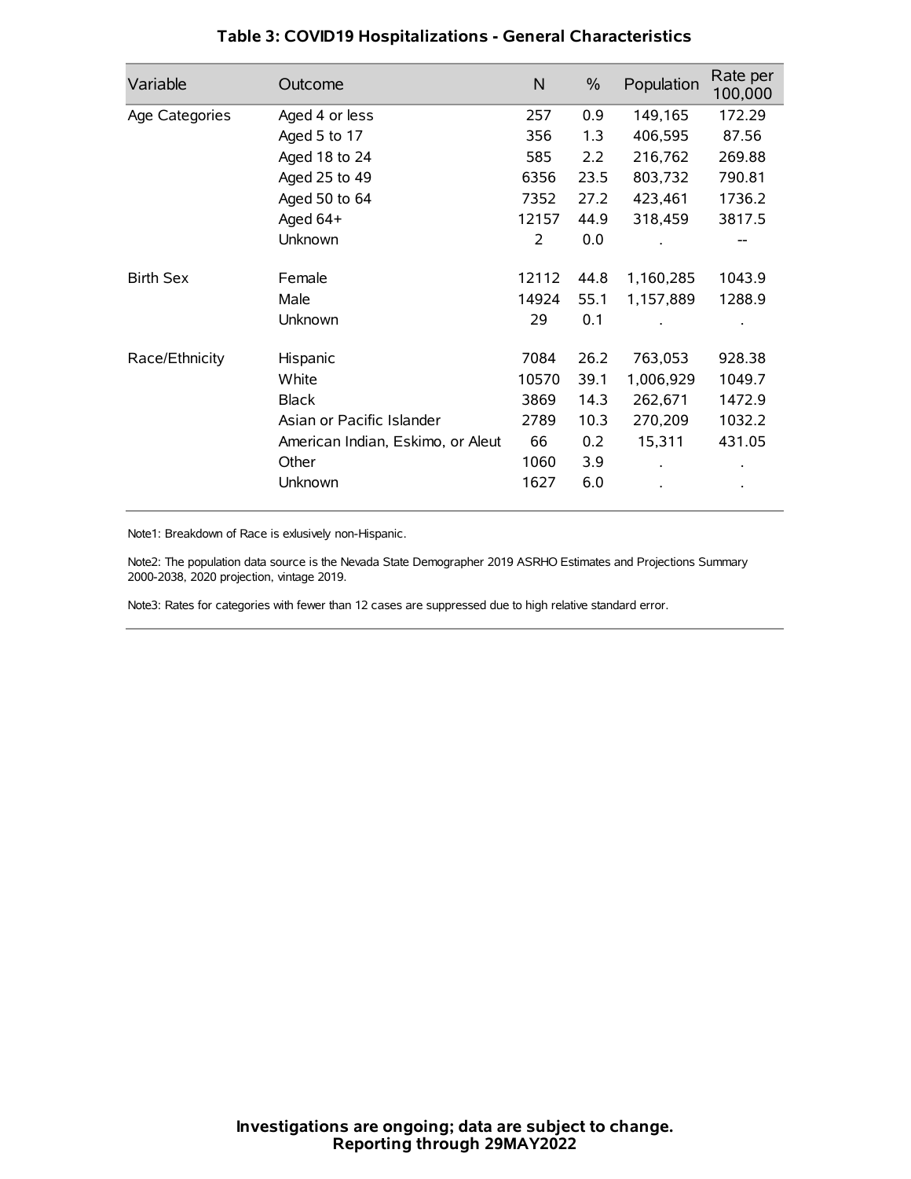## Table 3: COVID19 Hospitalizations - General Characteristics

| Variable | Outcome | N | % | Population | Rate per 100,000 |
|---|---|---|---|---|---|
| Age Categories | Aged 4 or less | 257 | 0.9 | 149,165 | 172.29 |
| | Aged 5 to 17 | 356 | 1.3 | 406,595 | 87.56 |
| | Aged 18 to 24 | 585 | 2.2 | 216,762 | 269.88 |
| | Aged 25 to 49 | 6356 | 23.5 | 803,732 | 790.81 |
| | Aged 50 to 64 | 7352 | 27.2 | 423,461 | 1736.2 |
| | Aged 64+ | 12157 | 44.9 | 318,459 | 3817.5 |
| | Unknown | 2 | 0.0 | . | -- |
| Birth Sex | Female | 12112 | 44.8 | 1,160,285 | 1043.9 |
| | Male | 14924 | 55.1 | 1,157,889 | 1288.9 |
| | Unknown | 29 | 0.1 | . | . |
| Race/Ethnicity | Hispanic | 7084 | 26.2 | 763,053 | 928.38 |
| | White | 10570 | 39.1 | 1,006,929 | 1049.7 |
| | Black | 3869 | 14.3 | 262,671 | 1472.9 |
| | Asian or Pacific Islander | 2789 | 10.3 | 270,209 | 1032.2 |
| | American Indian, Eskimo, or Aleut | 66 | 0.2 | 15,311 | 431.05 |
| | Other | 1060 | 3.9 | . | . |
| | Unknown | 1627 | 6.0 | . | . |

Note1: Breakdown of Race is exlusively non-Hispanic.

Note2: The population data source is the Nevada State Demographer 2019 ASRHO Estimates and Projections Summary 2000-2038, 2020 projection, vintage 2019.

Note3: Rates for categories with fewer than 12 cases are suppressed due to high relative standard error.

**Investigations are ongoing; data are subject to change.**
**Reporting through 29MAY2022**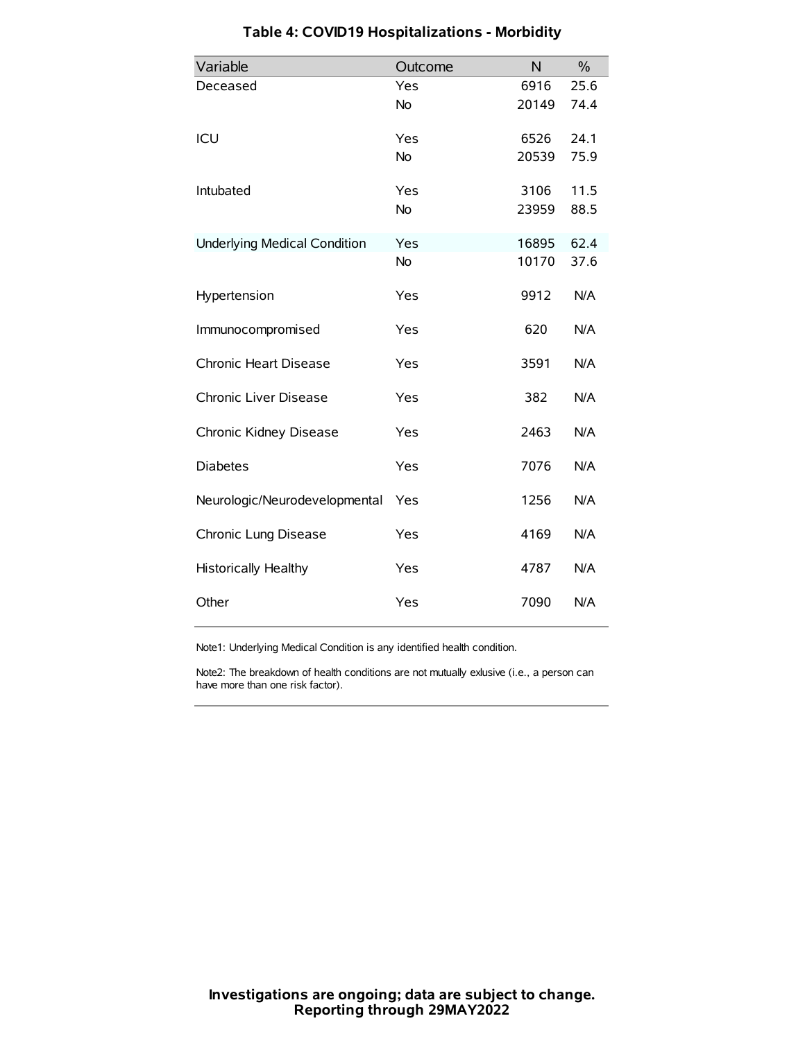### Table 4: COVID19 Hospitalizations - Morbidity

| Variable | Outcome | N | % |
|---|---|---|---|
| Deceased | Yes | 6916 | 25.6 |
| | No | 20149 | 74.4 |
| ICU | Yes | 6526 | 24.1 |
| | No | 20539 | 75.9 |
| Intubated | Yes | 3106 | 11.5 |
| | No | 23959 | 88.5 |
| Underlying Medical Condition | Yes | 16895 | 62.4 |
| | No | 10170 | 37.6 |
| Hypertension | Yes | 9912 | N/A |
| Immunocompromised | Yes | 620 | N/A |
| Chronic Heart Disease | Yes | 3591 | N/A |
| Chronic Liver Disease | Yes | 382 | N/A |
| Chronic Kidney Disease | Yes | 2463 | N/A |
| Diabetes | Yes | 7076 | N/A |
| Neurologic/Neurodevelopmental | Yes | 1256 | N/A |
| Chronic Lung Disease | Yes | 4169 | N/A |
| Historically Healthy | Yes | 4787 | N/A |
| Other | Yes | 7090 | N/A |

Note1: Underlying Medical Condition is any identified health condition.

Note2: The breakdown of health conditions are not mutually exlusive (i.e., a person can have more than one risk factor).

**Investigations are ongoing; data are subject to change.**
**Reporting through 29MAY2022**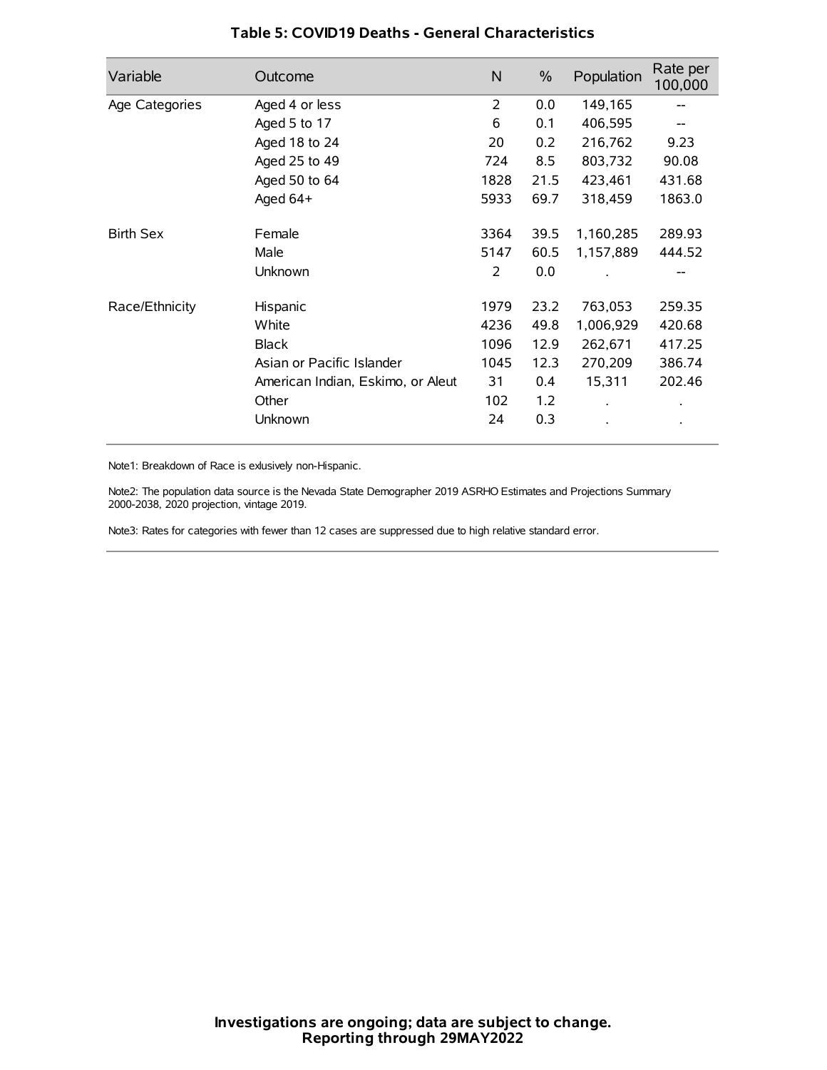### Table 5: COVID19 Deaths - General Characteristics

| Variable | Outcome | N | % | Population | Rate per 100,000 |
|---|---|---|---|---|---|
| Age Categories | Aged 4 or less | 2 | 0.0 | 149,165 | -- |
| | Aged 5 to 17 | 6 | 0.1 | 406,595 | -- |
| | Aged 18 to 24 | 20 | 0.2 | 216,762 | 9.23 |
| | Aged 25 to 49 | 724 | 8.5 | 803,732 | 90.08 |
| | Aged 50 to 64 | 1828 | 21.5 | 423,461 | 431.68 |
| | Aged 64+ | 5933 | 69.7 | 318,459 | 1863.0 |
| Birth Sex | Female | 3364 | 39.5 | 1,160,285 | 289.93 |
| | Male | 5147 | 60.5 | 1,157,889 | 444.52 |
| | Unknown | 2 | 0.0 | . | -- |
| Race/Ethnicity | Hispanic | 1979 | 23.2 | 763,053 | 259.35 |
| | White | 4236 | 49.8 | 1,006,929 | 420.68 |
| | Black | 1096 | 12.9 | 262,671 | 417.25 |
| | Asian or Pacific Islander | 1045 | 12.3 | 270,209 | 386.74 |
| | American Indian, Eskimo, or Aleut | 31 | 0.4 | 15,311 | 202.46 |
| | Other | 102 | 1.2 | . | . |
| | Unknown | 24 | 0.3 | . | . |

Note1: Breakdown of Race is exlusively non-Hispanic.

Note2: The population data source is the Nevada State Demographer 2019 ASRHO Estimates and Projections Summary 2000-2038, 2020 projection, vintage 2019.

Note3: Rates for categories with fewer than 12 cases are suppressed due to high relative standard error.

**Investigations are ongoing; data are subject to change.**
**Reporting through 29MAY2022**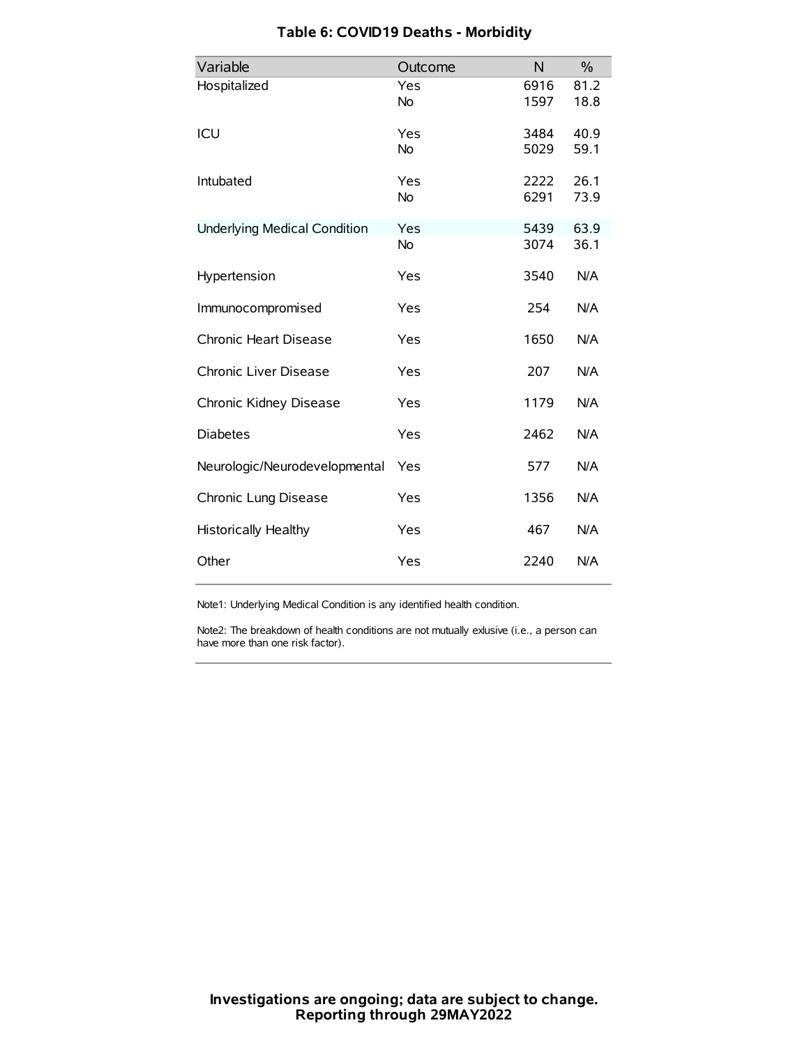# Table 6: COVID19 Deaths - Morbidity

| Variable | Outcome | N | % |
|---|---|---|---|
| Hospitalized | Yes | 6916 | 81.2 |
| | No | 1597 | 18.8 |
| ICU | Yes | 3484 | 40.9 |
| | No | 5029 | 59.1 |
| Intubated | Yes | 2222 | 26.1 |
| | No | 6291 | 73.9 |
| Underlying Medical Condition | Yes | 5439 | 63.9 |
| | No | 3074 | 36.1 |
| Hypertension | Yes | 3540 | N/A |
| Immunocompromised | Yes | 254 | N/A |
| Chronic Heart Disease | Yes | 1650 | N/A |
| Chronic Liver Disease | Yes | 207 | N/A |
| Chronic Kidney Disease | Yes | 1179 | N/A |
| Diabetes | Yes | 2462 | N/A |
| Neurologic/Neurodevelopmental | Yes | 577 | N/A |
| Chronic Lung Disease | Yes | 1356 | N/A |
| Historically Healthy | Yes | 467 | N/A |
| Other | Yes | 2240 | N/A |

Note1: Underlying Medical Condition is any identified health condition.

Note2: The breakdown of health conditions are not mutually exlusive (i.e., a person can have more than one risk factor).

**Investigations are ongoing; data are subject to change.**
**Reporting through 29MAY2022**